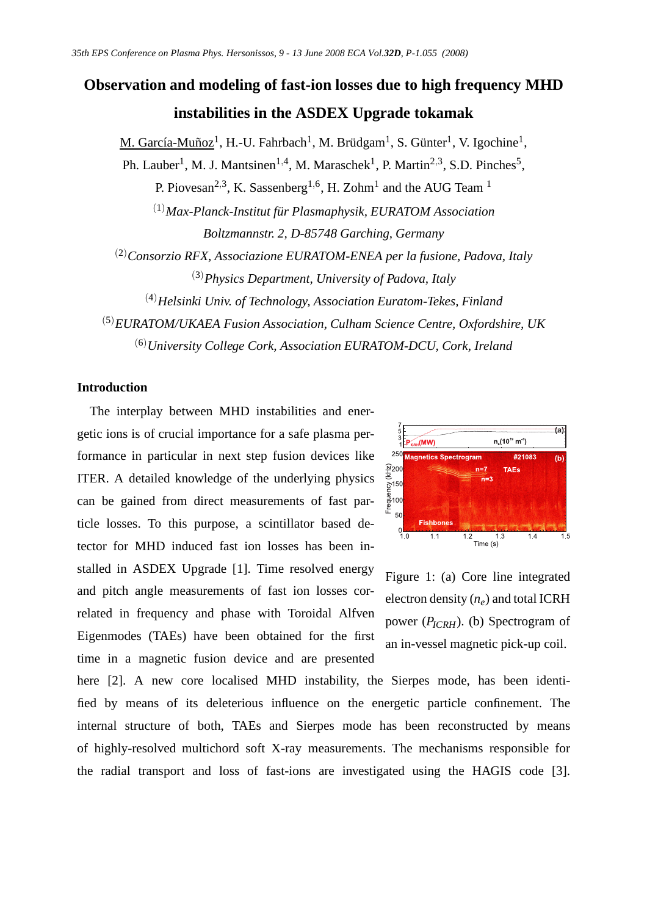# Observation and modeling of fast-ion losses due to high frequency MHD instabilities in the ASDEX Upgrade tokamak

M. García-Muñoz[1], H.-U. Fahrbach[1], M. Brüdgam[1], S. Günter[1], V. Igochine[1], Ph. Lauber[1], M. J. Mantsinen[1,4], M. Maraschek[1], P. Martin[2,3], S.D. Pinches[5], P. Piovesan[2,3], K. Sassenberg[1,6], H. Zohm[1] and the AUG Team [1]

[1] *Max-Planck-Institut für Plasmaphysik, EURATOM Association Boltzmannstr. 2, D-85748 Garching, Germany*

[2] *Consorzio RFX, Associazione EURATOM-ENEA per la fusione, Padova, Italy*

[3] *Physics Department, University of Padova, Italy*

[4] *Helsinki Univ. of Technology, Association Euratom-Tekes, Finland*

[5] *EURATOM/UKAEA Fusion Association, Culham Science Centre, Oxfordshire, UK*

[6] *University College Cork, Association EURATOM-DCU, Cork, Ireland*

## Introduction

The interplay between MHD instabilities and energetic ions is of crucial importance for a safe plasma performance in particular in next step fusion devices like ITER. A detailed knowledge of the underlying physics can be gained from direct measurements of fast particle losses. To this purpose, a scintillator based detector for MHD induced fast ion losses has been installed in ASDEX Upgrade [1]. Time resolved energy and pitch angle measurements of fast ion losses correlated in frequency and phase with Toroidal Alfven Eigenmodes (TAEs) have been obtained for the first time in a magnetic fusion device and are presented here [2]. A new core localised MHD instability, the Sierpes mode, has been identified by means of its deleterious influence on the energetic particle confinement. The internal structure of both, TAEs and Sierpes mode has been reconstructed by means of highly-resolved multichord soft X-ray measurements. The mechanisms responsible for the radial transport and loss of fast-ions are investigated using the HAGIS code [3].

Figure 1: (a) Core line integrated electron density ($n_e$) and total ICRH power ($P_{ICRH}$). (b) Spectrogram of an in-vessel magnetic pick-up coil.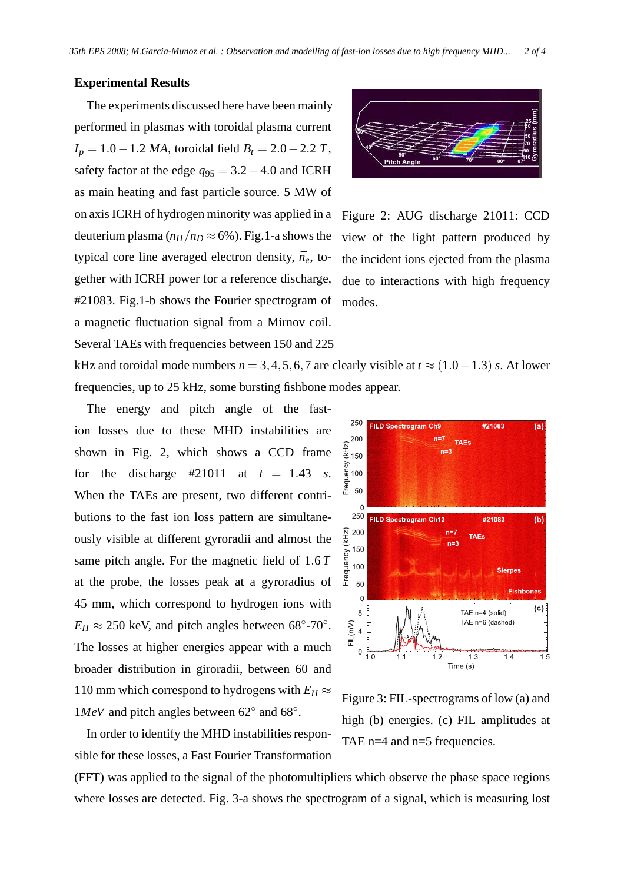## Experimental Results

The experiments discussed here have been mainly performed in plasmas with toroidal plasma current $I_p = 1.0-1.2\ MA$, toroidal field $B_t = 2.0-2.2\ T$, safety factor at the edge $q_{95} = 3.2-4.0$ and ICRH as main heating and fast particle source. 5 MW of on axis ICRH of hydrogen minority was applied in a deuterium plasma ($n_H/n_D \approx 6\%$). Fig.1-a shows the typical core line averaged electron density, $\bar{n}_e$, together with ICRH power for a reference discharge, #21083. Fig.1-b shows the Fourier spectrogram of a magnetic fluctuation signal from a Mirnov coil. Several TAEs with frequencies between 150 and 225 kHz and toroidal mode numbers $n = 3,4,5,6,7$ are clearly visible at $t \approx (1.0-1.3)\ s$. At lower frequencies, up to 25 kHz, some bursting fishbone modes appear.

Figure 2: AUG discharge 21011: CCD view of the light pattern produced by the incident ions ejected from the plasma due to interactions with high frequency modes.

The energy and pitch angle of the fast-ion losses due to these MHD instabilities are shown in Fig. 2, which shows a CCD frame for the discharge #21011 at $t = 1.43\ s$. When the TAEs are present, two different contributions to the fast ion loss pattern are simultaneously visible at different gyroradii and almost the same pitch angle. For the magnetic field of $1.6\ T$ at the probe, the losses peak at a gyroradius of 45 mm, which correspond to hydrogen ions with $E_H \approx 250$ keV, and pitch angles between 68°-70°. The losses at higher energies appear with a much broader distribution in giroradii, between 60 and 110 mm which correspond to hydrogens with $E_H \approx 1 MeV$ and pitch angles between 62° and 68°.

In order to identify the MHD instabilities responsible for these losses, a Fast Fourier Transformation (FFT) was applied to the signal of the photomultipliers which observe the phase space regions where losses are detected. Fig. 3-a shows the spectrogram of a signal, which is measuring lost

Figure 3: FIL-spectrograms of low (a) and high (b) energies. (c) FIL amplitudes at TAE n=4 and n=5 frequencies.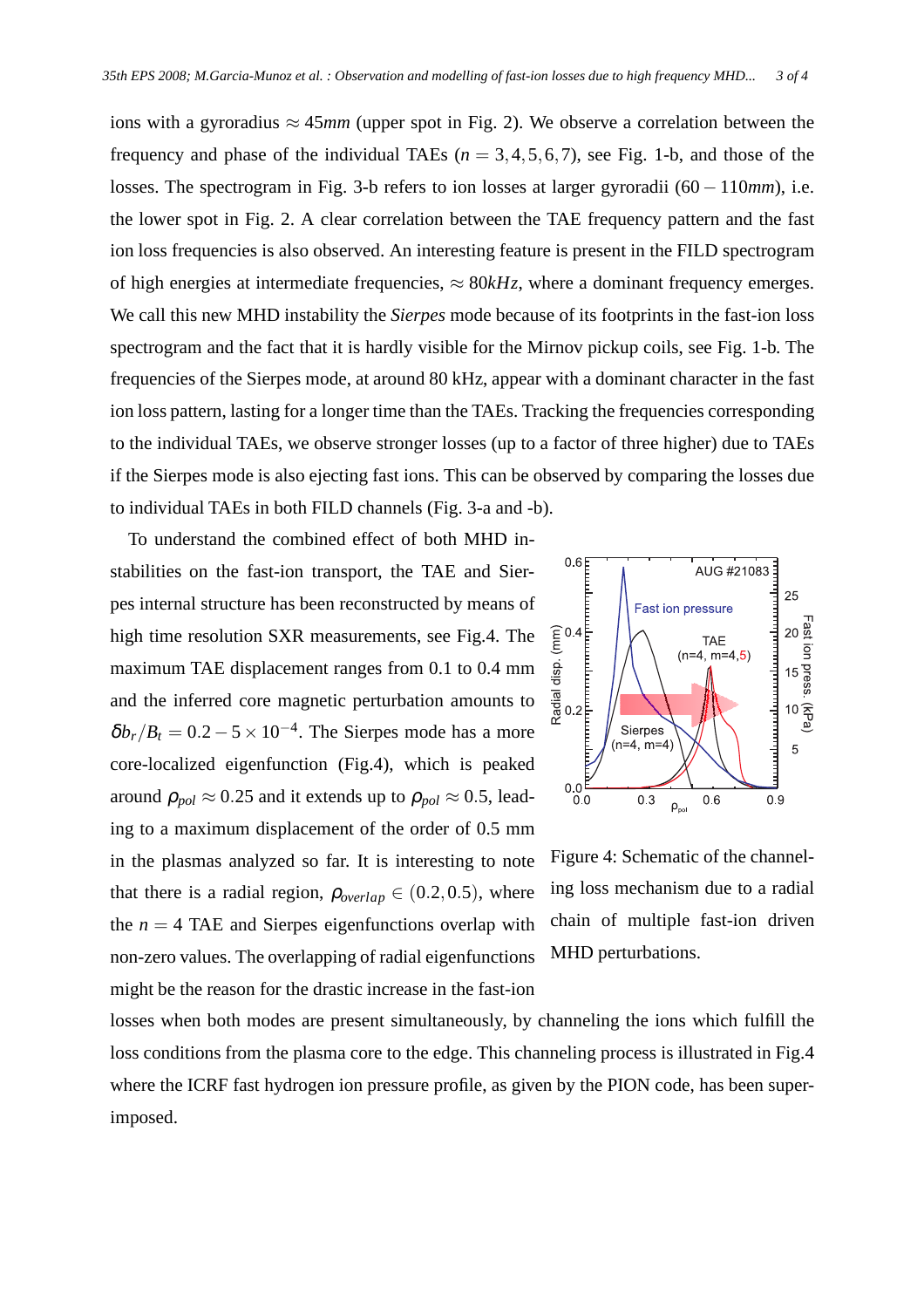ions with a gyroradius $\approx 45mm$ (upper spot in Fig. 2). We observe a correlation between the frequency and phase of the individual TAEs ($n = 3, 4, 5, 6, 7$), see Fig. 1-b, and those of the losses. The spectrogram in Fig. 3-b refers to ion losses at larger gyroradii ($60 - 110mm$), i.e. the lower spot in Fig. 2. A clear correlation between the TAE frequency pattern and the fast ion loss frequencies is also observed. An interesting feature is present in the FILD spectrogram of high energies at intermediate frequencies, $\approx 80kHz$, where a dominant frequency emerges. We call this new MHD instability the *Sierpes* mode because of its footprints in the fast-ion loss spectrogram and the fact that it is hardly visible for the Mirnov pickup coils, see Fig. 1-b. The frequencies of the Sierpes mode, at around 80 kHz, appear with a dominant character in the fast ion loss pattern, lasting for a longer time than the TAEs. Tracking the frequencies corresponding to the individual TAEs, we observe stronger losses (up to a factor of three higher) due to TAEs if the Sierpes mode is also ejecting fast ions. This can be observed by comparing the losses due to individual TAEs in both FILD channels (Fig. 3-a and -b).

To understand the combined effect of both MHD instabilities on the fast-ion transport, the TAE and Sierpes internal structure has been reconstructed by means of high time resolution SXR measurements, see Fig.4. The maximum TAE displacement ranges from 0.1 to 0.4 mm and the inferred core magnetic perturbation amounts to $\delta b_r/B_t = 0.2 - 5 \times 10^{-4}$. The Sierpes mode has a more core-localized eigenfunction (Fig.4), which is peaked around $\rho_{pol} \approx 0.25$ and it extends up to $\rho_{pol} \approx 0.5$, leading to a maximum displacement of the order of 0.5 mm in the plasmas analyzed so far. It is interesting to note that there is a radial region, $\rho_{overlap} \in (0.2, 0.5)$, where the $n = 4$ TAE and Sierpes eigenfunctions overlap with non-zero values. The overlapping of radial eigenfunctions might be the reason for the drastic increase in the fast-ion losses when both modes are present simultaneously, by channeling the ions which fulfill the loss conditions from the plasma core to the edge. This channeling process is illustrated in Fig.4 where the ICRF fast hydrogen ion pressure profile, as given by the PION code, has been superimposed.

Figure 4: Schematic of the channeling loss mechanism due to a radial chain of multiple fast-ion driven MHD perturbations.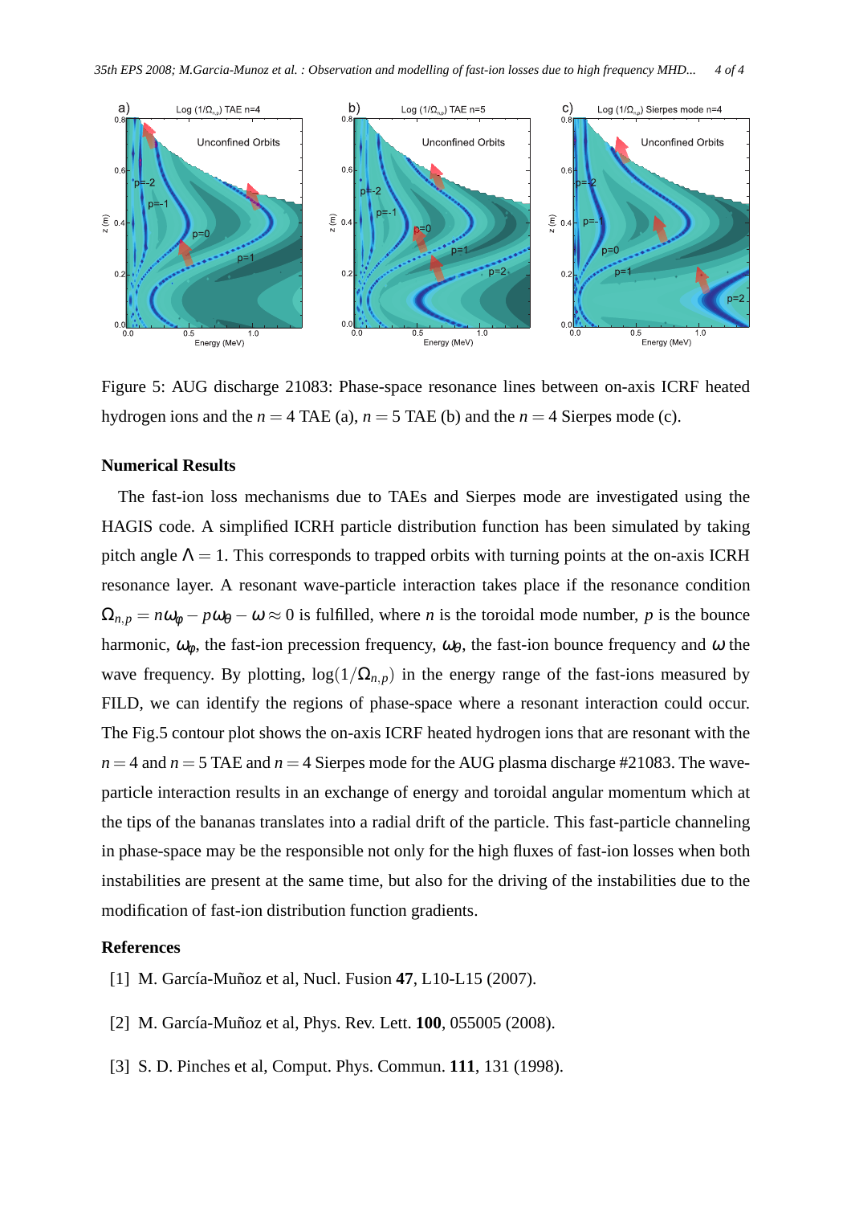a) Log $(1/\Omega_{n,p})$ TAE n=4

Unconfined Orbits

p=-2
p=-1
p=0
p=1

z (m)
0.8
0.6
0.4
0.2
0.0

0.0 0.5 1.0
Energy (MeV)

b) Log $(1/\Omega_{n,p})$ TAE n=5

Unconfined Orbits

p=-2
p=-1
p=0
p=1
p=2

z (m)
0.8
0.6
0.4
0.2
0.0

0.0 0.5 1.0
Energy (MeV)

c) Log $(1/\Omega_{n,p})$ Sierpes mode n=4

Unconfined Orbits

p=-2
p=-1
p=0
p=1
p=2

z (m)
0.8
0.6
0.4
0.2
0.0

0.0 0.5 1.0
Energy (MeV)

Figure 5: AUG discharge 21083: Phase-space resonance lines between on-axis ICRF heated hydrogen ions and the $n = 4$ TAE (a), $n = 5$ TAE (b) and the $n = 4$ Sierpes mode (c).

## Numerical Results

The fast-ion loss mechanisms due to TAEs and Sierpes mode are investigated using the HAGIS code. A simplified ICRH particle distribution function has been simulated by taking pitch angle $\Lambda = 1$. This corresponds to trapped orbits with turning points at the on-axis ICRH resonance layer. A resonant wave-particle interaction takes place if the resonance condition $\Omega_{n,p} = n\omega_\varphi - p\omega_\theta - \omega \approx 0$ is fulfilled, where $n$ is the toroidal mode number, $p$ is the bounce harmonic, $\omega_\varphi$, the fast-ion precession frequency, $\omega_\theta$, the fast-ion bounce frequency and $\omega$ the wave frequency. By plotting, $\log(1/\Omega_{n,p})$ in the energy range of the fast-ions measured by FILD, we can identify the regions of phase-space where a resonant interaction could occur. The Fig.5 contour plot shows the on-axis ICRF heated hydrogen ions that are resonant with the $n = 4$ and $n = 5$ TAE and $n = 4$ Sierpes mode for the AUG plasma discharge #21083. The wave-particle interaction results in an exchange of energy and toroidal angular momentum which at the tips of the bananas translates into a radial drift of the particle. This fast-particle channeling in phase-space may be the responsible not only for the high fluxes of fast-ion losses when both instabilities are present at the same time, but also for the driving of the instabilities due to the modification of fast-ion distribution function gradients.

## References

[1] M. García-Muñoz et al, Nucl. Fusion **47**, L10-L15 (2007).

[2] M. García-Muñoz et al, Phys. Rev. Lett. **100**, 055005 (2008).

[3] S. D. Pinches et al, Comput. Phys. Commun. **111**, 131 (1998).